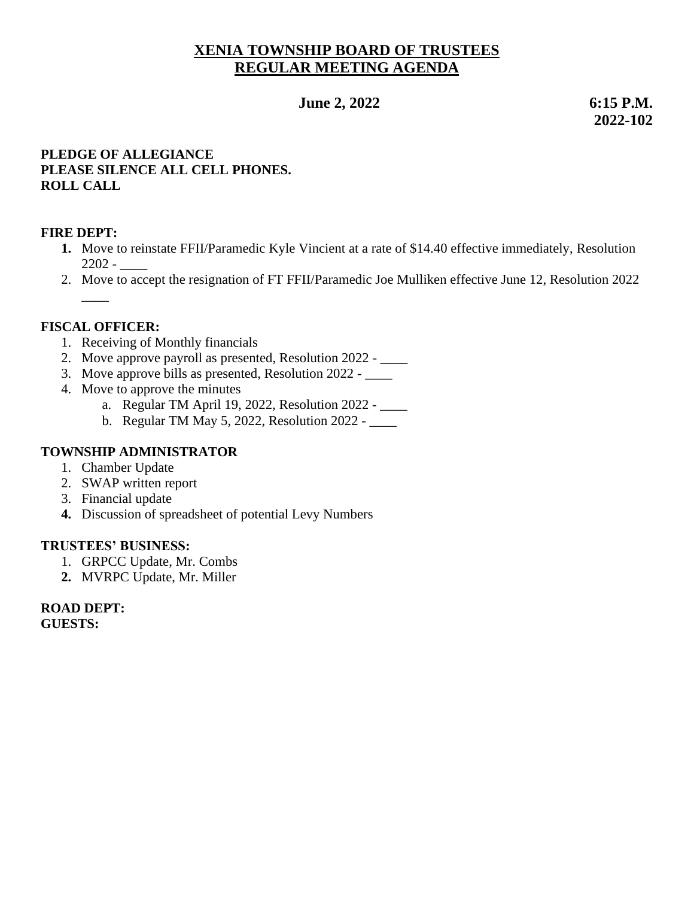# XENIA TOWNSHIP BOARD OF TRUSTEES
# REGULAR MEETING AGENDA

**June 2, 2022** **6:15 P.M.**
**2022-102**

**PLEDGE OF ALLEGIANCE**
**PLEASE SILENCE ALL CELL PHONES.**
**ROLL CALL**

**FIRE DEPT:**

1. Move to reinstate FFII/Paramedic Kyle Vincient at a rate of $14.40 effective immediately, Resolution 2202 - ____
2. Move to accept the resignation of FT FFII/Paramedic Joe Mulliken effective June 12, Resolution 2022 ____

**FISCAL OFFICER:**

1. Receiving of Monthly financials
2. Move approve payroll as presented, Resolution 2022 - ____
3. Move approve bills as presented, Resolution 2022 - ____
4. Move to approve the minutes
   a. Regular TM April 19, 2022, Resolution 2022 - ____
   b. Regular TM May 5, 2022, Resolution 2022 - ____

**TOWNSHIP ADMINISTRATOR**

1. Chamber Update
2. SWAP written report
3. Financial update
4. Discussion of spreadsheet of potential Levy Numbers

**TRUSTEES' BUSINESS:**

1. GRPCC Update, Mr. Combs
2. MVRPC Update, Mr. Miller

**ROAD DEPT:**
**GUESTS:**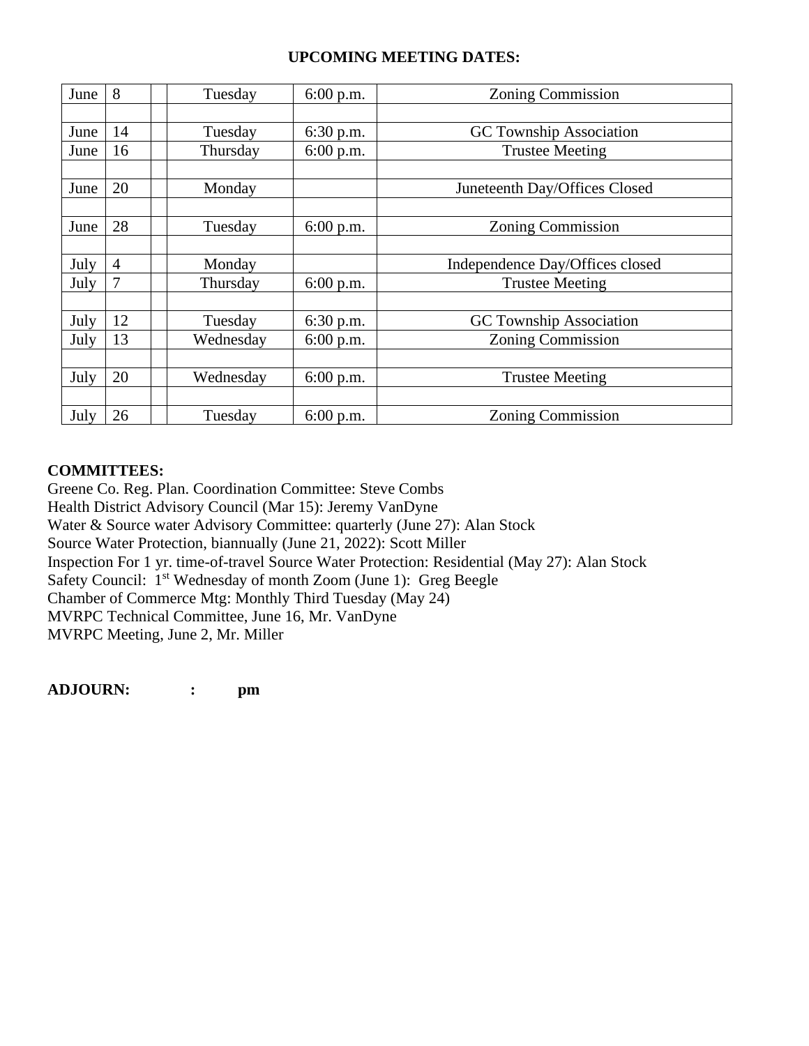**UPCOMING MEETING DATES:**

| | | | | | |
|---|---|---|---|---|---|
| June | 8 | | Tuesday | 6:00 p.m. | Zoning Commission |
| | | | | | |
| June | 14 | | Tuesday | 6:30 p.m. | GC Township Association |
| June | 16 | | Thursday | 6:00 p.m. | Trustee Meeting |
| | | | | | |
| June | 20 | | Monday | | Juneteenth Day/Offices Closed |
| | | | | | |
| June | 28 | | Tuesday | 6:00 p.m. | Zoning Commission |
| | | | | | |
| July | 4 | | Monday | | Independence Day/Offices closed |
| July | 7 | | Thursday | 6:00 p.m. | Trustee Meeting |
| | | | | | |
| July | 12 | | Tuesday | 6:30 p.m. | GC Township Association |
| July | 13 | | Wednesday | 6:00 p.m. | Zoning Commission |
| | | | | | |
| July | 20 | | Wednesday | 6:00 p.m. | Trustee Meeting |
| | | | | | |
| July | 26 | | Tuesday | 6:00 p.m. | Zoning Commission |

**COMMITTEES:**

Greene Co. Reg. Plan. Coordination Committee: Steve Combs
Health District Advisory Council (Mar 15): Jeremy VanDyne
Water & Source water Advisory Committee: quarterly (June 27): Alan Stock
Source Water Protection, biannually (June 21, 2022): Scott Miller
Inspection For 1 yr. time-of-travel Source Water Protection: Residential (May 27): Alan Stock
Safety Council: 1st Wednesday of month Zoom (June 1): Greg Beegle
Chamber of Commerce Mtg: Monthly Third Tuesday (May 24)
MVRPC Technical Committee, June 16, Mr. VanDyne
MVRPC Meeting, June 2, Mr. Miller

**ADJOURN: : pm**